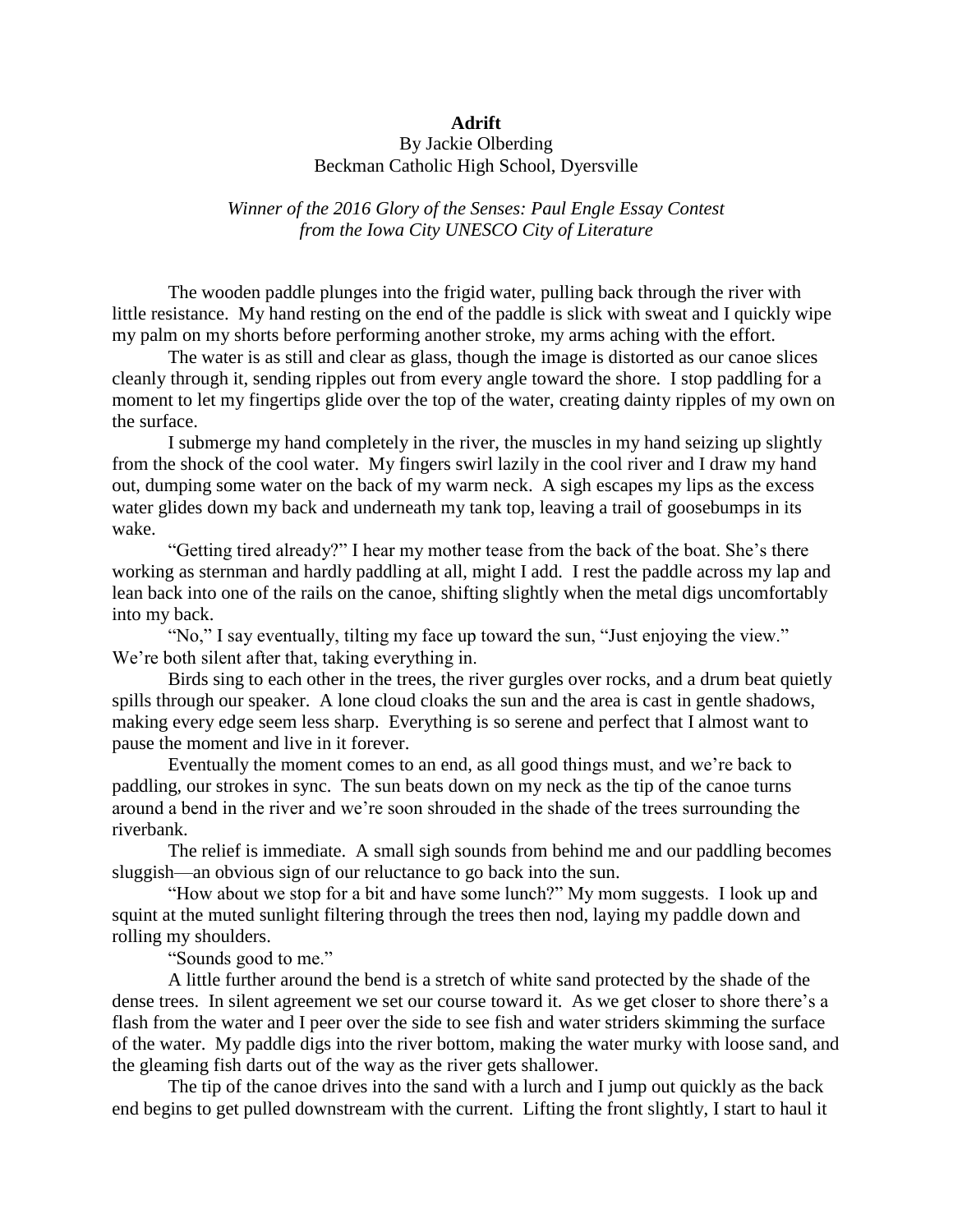# Adrift

By Jackie Olberding
Beckman Catholic High School, Dyersville

*Winner of the 2016 Glory of the Senses: Paul Engle Essay Contest from the Iowa City UNESCO City of Literature*

The wooden paddle plunges into the frigid water, pulling back through the river with little resistance. My hand resting on the end of the paddle is slick with sweat and I quickly wipe my palm on my shorts before performing another stroke, my arms aching with the effort.

The water is as still and clear as glass, though the image is distorted as our canoe slices cleanly through it, sending ripples out from every angle toward the shore. I stop paddling for a moment to let my fingertips glide over the top of the water, creating dainty ripples of my own on the surface.

I submerge my hand completely in the river, the muscles in my hand seizing up slightly from the shock of the cool water. My fingers swirl lazily in the cool river and I draw my hand out, dumping some water on the back of my warm neck. A sigh escapes my lips as the excess water glides down my back and underneath my tank top, leaving a trail of goosebumps in its wake.

"Getting tired already?" I hear my mother tease from the back of the boat. She's there working as sternman and hardly paddling at all, might I add. I rest the paddle across my lap and lean back into one of the rails on the canoe, shifting slightly when the metal digs uncomfortably into my back.

"No," I say eventually, tilting my face up toward the sun, "Just enjoying the view." We're both silent after that, taking everything in.

Birds sing to each other in the trees, the river gurgles over rocks, and a drum beat quietly spills through our speaker. A lone cloud cloaks the sun and the area is cast in gentle shadows, making every edge seem less sharp. Everything is so serene and perfect that I almost want to pause the moment and live in it forever.

Eventually the moment comes to an end, as all good things must, and we're back to paddling, our strokes in sync. The sun beats down on my neck as the tip of the canoe turns around a bend in the river and we're soon shrouded in the shade of the trees surrounding the riverbank.

The relief is immediate. A small sigh sounds from behind me and our paddling becomes sluggish—an obvious sign of our reluctance to go back into the sun.

"How about we stop for a bit and have some lunch?" My mom suggests. I look up and squint at the muted sunlight filtering through the trees then nod, laying my paddle down and rolling my shoulders.

"Sounds good to me."

A little further around the bend is a stretch of white sand protected by the shade of the dense trees. In silent agreement we set our course toward it. As we get closer to shore there's a flash from the water and I peer over the side to see fish and water striders skimming the surface of the water. My paddle digs into the river bottom, making the water murky with loose sand, and the gleaming fish darts out of the way as the river gets shallower.

The tip of the canoe drives into the sand with a lurch and I jump out quickly as the back end begins to get pulled downstream with the current. Lifting the front slightly, I start to haul it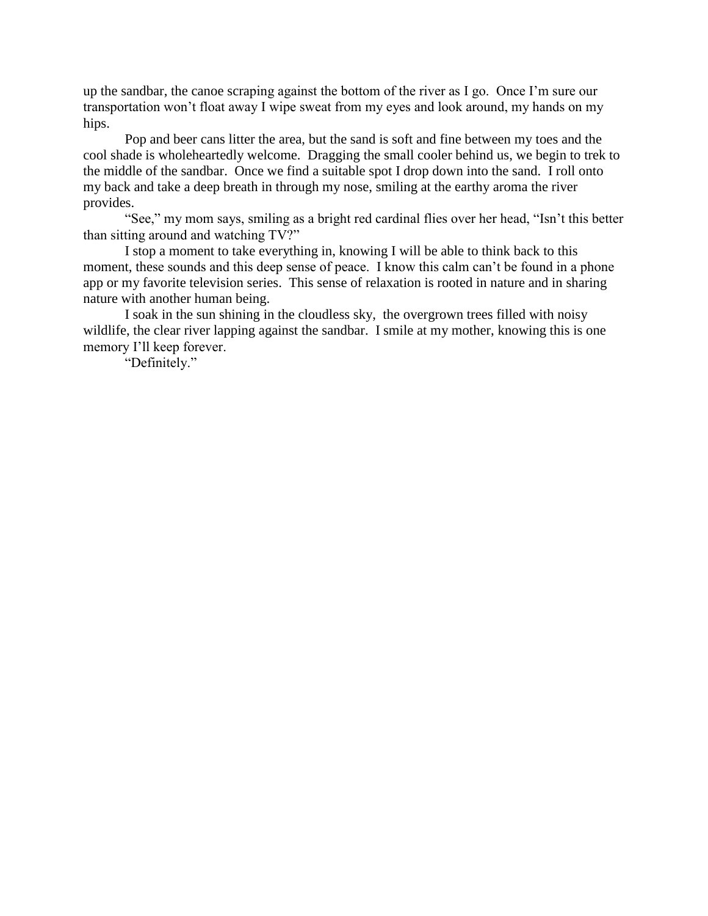up the sandbar, the canoe scraping against the bottom of the river as I go. Once I'm sure our transportation won't float away I wipe sweat from my eyes and look around, my hands on my hips.

Pop and beer cans litter the area, but the sand is soft and fine between my toes and the cool shade is wholeheartedly welcome. Dragging the small cooler behind us, we begin to trek to the middle of the sandbar. Once we find a suitable spot I drop down into the sand. I roll onto my back and take a deep breath in through my nose, smiling at the earthy aroma the river provides.

"See," my mom says, smiling as a bright red cardinal flies over her head, "Isn't this better than sitting around and watching TV?"

I stop a moment to take everything in, knowing I will be able to think back to this moment, these sounds and this deep sense of peace. I know this calm can't be found in a phone app or my favorite television series. This sense of relaxation is rooted in nature and in sharing nature with another human being.

I soak in the sun shining in the cloudless sky, the overgrown trees filled with noisy wildlife, the clear river lapping against the sandbar. I smile at my mother, knowing this is one memory I'll keep forever.

"Definitely."